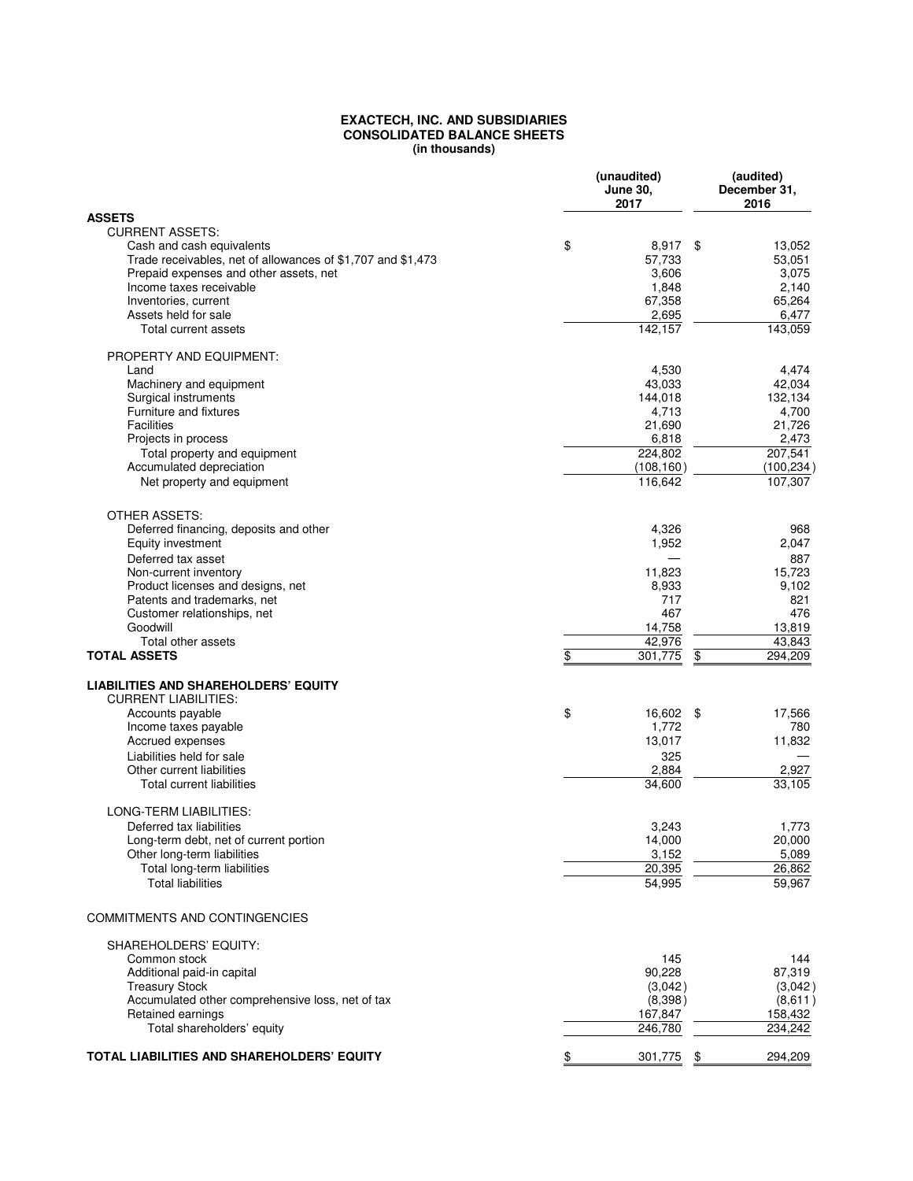# EXACTECH, INC. AND SUBSIDIARIES
## CONSOLIDATED BALANCE SHEETS
### (in thousands)

| | (unaudited) June 30, 2017 | (audited) December 31, 2016 |
|---|---|---|
| **ASSETS** | | |
| CURRENT ASSETS: | | |
| Cash and cash equivalents | $ 8,917 | $ 13,052 |
| Trade receivables, net of allowances of $1,707 and $1,473 | 57,733 | 53,051 |
| Prepaid expenses and other assets, net | 3,606 | 3,075 |
| Income taxes receivable | 1,848 | 2,140 |
| Inventories, current | 67,358 | 65,264 |
| Assets held for sale | 2,695 | 6,477 |
| Total current assets | 142,157 | 143,059 |
| PROPERTY AND EQUIPMENT: | | |
| Land | 4,530 | 4,474 |
| Machinery and equipment | 43,033 | 42,034 |
| Surgical instruments | 144,018 | 132,134 |
| Furniture and fixtures | 4,713 | 4,700 |
| Facilities | 21,690 | 21,726 |
| Projects in process | 6,818 | 2,473 |
| Total property and equipment | 224,802 | 207,541 |
| Accumulated depreciation | (108,160) | (100,234) |
| Net property and equipment | 116,642 | 107,307 |
| OTHER ASSETS: | | |
| Deferred financing, deposits and other | 4,326 | 968 |
| Equity investment | 1,952 | 2,047 |
| Deferred tax asset | — | 887 |
| Non-current inventory | 11,823 | 15,723 |
| Product licenses and designs, net | 8,933 | 9,102 |
| Patents and trademarks, net | 717 | 821 |
| Customer relationships, net | 467 | 476 |
| Goodwill | 14,758 | 13,819 |
| Total other assets | 42,976 | 43,843 |
| **TOTAL ASSETS** | $ 301,775 | $ 294,209 |
| **LIABILITIES AND SHAREHOLDERS' EQUITY** | | |
| CURRENT LIABILITIES: | | |
| Accounts payable | $ 16,602 | $ 17,566 |
| Income taxes payable | 1,772 | 780 |
| Accrued expenses | 13,017 | 11,832 |
| Liabilities held for sale | 325 | — |
| Other current liabilities | 2,884 | 2,927 |
| Total current liabilities | 34,600 | 33,105 |
| LONG-TERM LIABILITIES: | | |
| Deferred tax liabilities | 3,243 | 1,773 |
| Long-term debt, net of current portion | 14,000 | 20,000 |
| Other long-term liabilities | 3,152 | 5,089 |
| Total long-term liabilities | 20,395 | 26,862 |
| Total liabilities | 54,995 | 59,967 |
| COMMITMENTS AND CONTINGENCIES | | |
| SHAREHOLDERS' EQUITY: | | |
| Common stock | 145 | 144 |
| Additional paid-in capital | 90,228 | 87,319 |
| Treasury Stock | (3,042) | (3,042) |
| Accumulated other comprehensive loss, net of tax | (8,398) | (8,611) |
| Retained earnings | 167,847 | 158,432 |
| Total shareholders' equity | 246,780 | 234,242 |
| **TOTAL LIABILITIES AND SHAREHOLDERS' EQUITY** | $ 301,775 | $ 294,209 |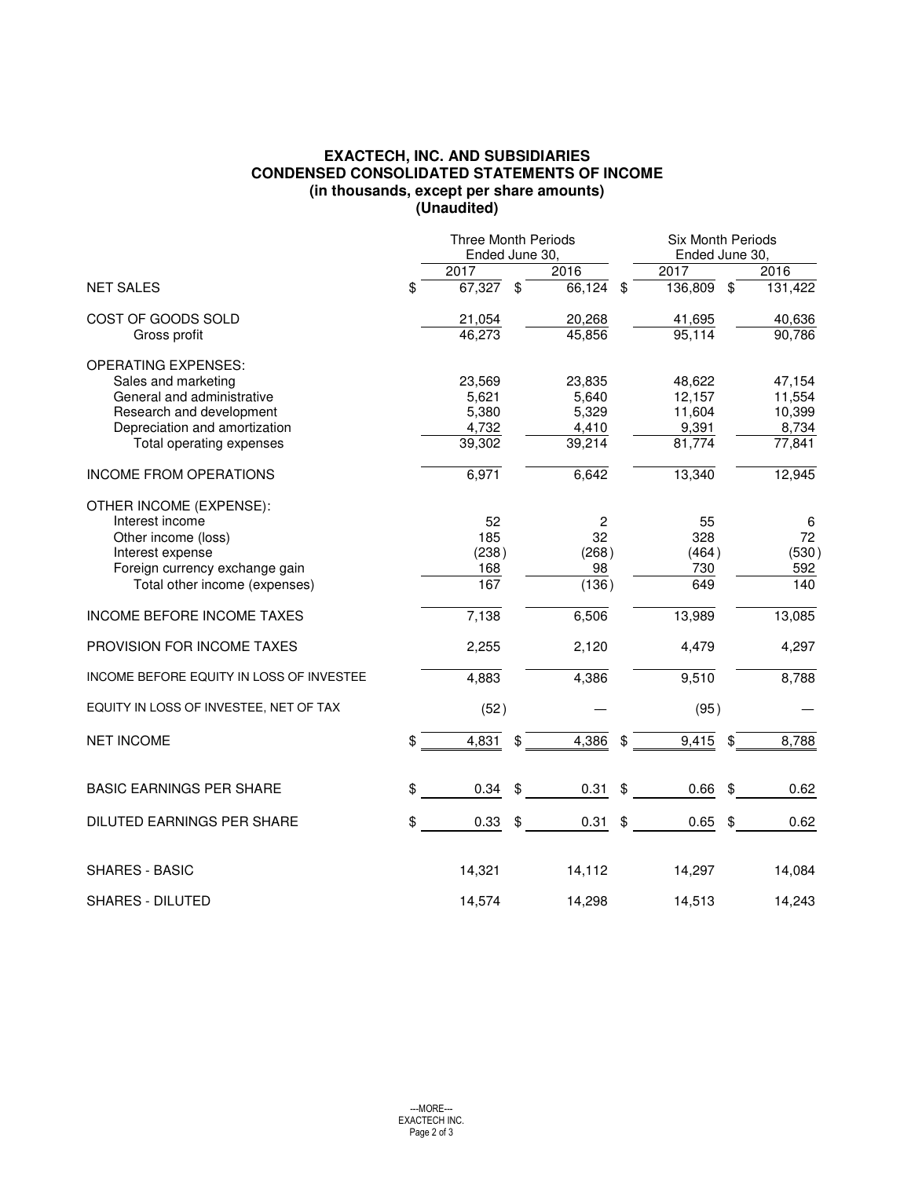**EXACTECH, INC. AND SUBSIDIARIES**
**CONDENSED CONSOLIDATED STATEMENTS OF INCOME**
**(in thousands, except per share amounts)**
**(Unaudited)**

| | Three Month Periods Ended June 30, | | Six Month Periods Ended June 30, | |
|---|---|---|---|---|
| | 2017 | 2016 | 2017 | 2016 |
| NET SALES | $ 67,327 | $ 66,124 | $ 136,809 | $ 131,422 |
| COST OF GOODS SOLD | 21,054 | 20,268 | 41,695 | 40,636 |
| Gross profit | 46,273 | 45,856 | 95,114 | 90,786 |
| OPERATING EXPENSES: | | | | |
| Sales and marketing | 23,569 | 23,835 | 48,622 | 47,154 |
| General and administrative | 5,621 | 5,640 | 12,157 | 11,554 |
| Research and development | 5,380 | 5,329 | 11,604 | 10,399 |
| Depreciation and amortization | 4,732 | 4,410 | 9,391 | 8,734 |
| Total operating expenses | 39,302 | 39,214 | 81,774 | 77,841 |
| INCOME FROM OPERATIONS | 6,971 | 6,642 | 13,340 | 12,945 |
| OTHER INCOME (EXPENSE): | | | | |
| Interest income | 52 | 2 | 55 | 6 |
| Other income (loss) | 185 | 32 | 328 | 72 |
| Interest expense | (238) | (268) | (464) | (530) |
| Foreign currency exchange gain | 168 | 98 | 730 | 592 |
| Total other income (expenses) | 167 | (136) | 649 | 140 |
| INCOME BEFORE INCOME TAXES | 7,138 | 6,506 | 13,989 | 13,085 |
| PROVISION FOR INCOME TAXES | 2,255 | 2,120 | 4,479 | 4,297 |
| INCOME BEFORE EQUITY IN LOSS OF INVESTEE | 4,883 | 4,386 | 9,510 | 8,788 |
| EQUITY IN LOSS OF INVESTEE, NET OF TAX | (52) | — | (95) | — |
| NET INCOME | $ 4,831 | $ 4,386 | $ 9,415 | $ 8,788 |
| BASIC EARNINGS PER SHARE | $ 0.34 | $ 0.31 | $ 0.66 | $ 0.62 |
| DILUTED EARNINGS PER SHARE | $ 0.33 | $ 0.31 | $ 0.65 | $ 0.62 |
| SHARES - BASIC | 14,321 | 14,112 | 14,297 | 14,084 |
| SHARES - DILUTED | 14,574 | 14,298 | 14,513 | 14,243 |

---MORE---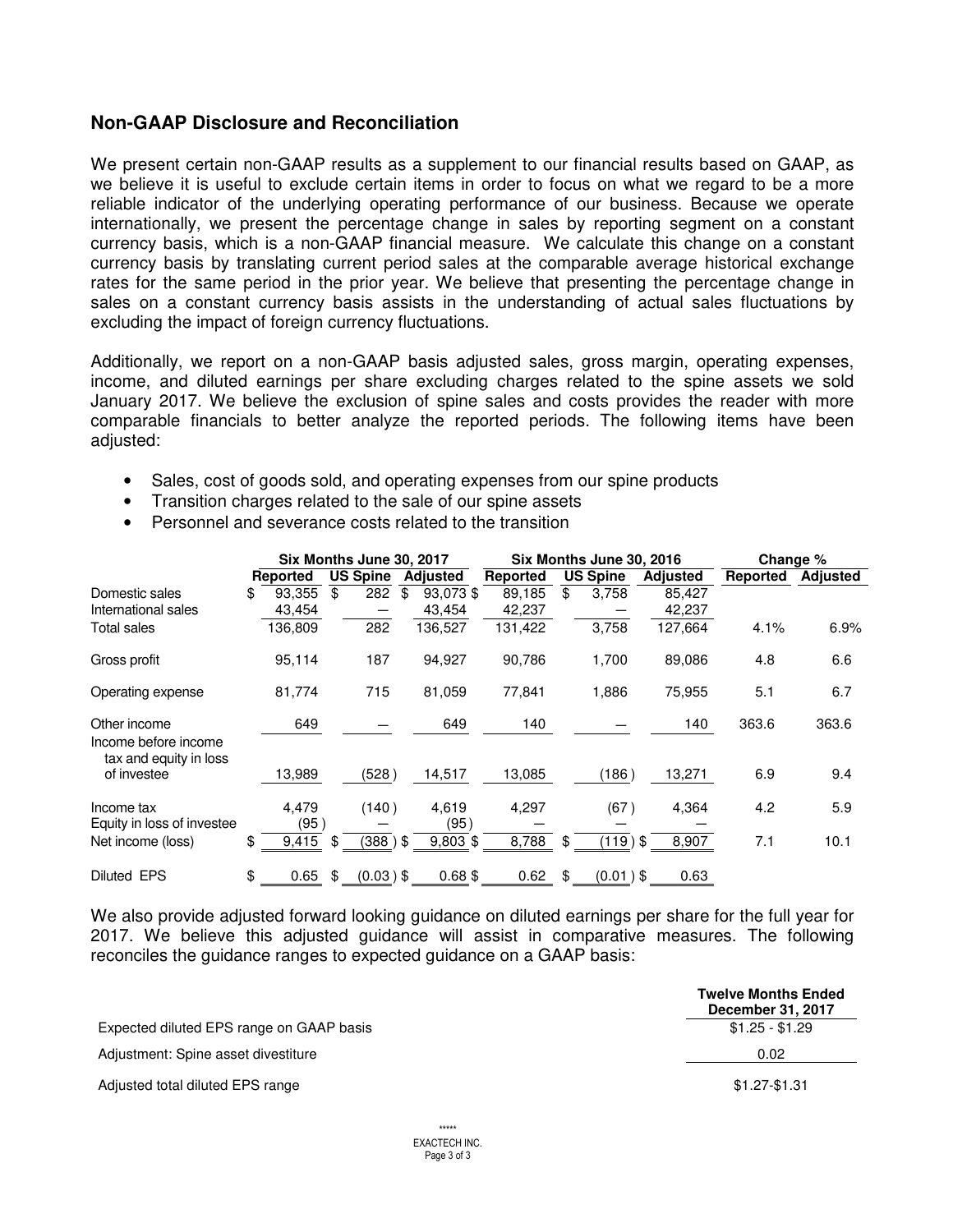## Non-GAAP Disclosure and Reconciliation

We present certain non-GAAP results as a supplement to our financial results based on GAAP, as we believe it is useful to exclude certain items in order to focus on what we regard to be a more reliable indicator of the underlying operating performance of our business. Because we operate internationally, we present the percentage change in sales by reporting segment on a constant currency basis, which is a non-GAAP financial measure. We calculate this change on a constant currency basis by translating current period sales at the comparable average historical exchange rates for the same period in the prior year. We believe that presenting the percentage change in sales on a constant currency basis assists in the understanding of actual sales fluctuations by excluding the impact of foreign currency fluctuations.

Additionally, we report on a non-GAAP basis adjusted sales, gross margin, operating expenses, income, and diluted earnings per share excluding charges related to the spine assets we sold January 2017. We believe the exclusion of spine sales and costs provides the reader with more comparable financials to better analyze the reported periods. The following items have been adjusted:

- Sales, cost of goods sold, and operating expenses from our spine products
- Transition charges related to the sale of our spine assets
- Personnel and severance costs related to the transition

| | Six Months June 30, 2017 | | | Six Months June 30, 2016 | | | Change % | |
|---|---|---|---|---|---|---|---|---|
| | Reported | US Spine | Adjusted | Reported | US Spine | Adjusted | Reported | Adjusted |
| Domestic sales | $ 93,355 | $ 282 | $ 93,073 | $ 89,185 | $ 3,758 | 85,427 | | |
| International sales | 43,454 | — | 43,454 | 42,237 | — | 42,237 | | |
| Total sales | 136,809 | 282 | 136,527 | 131,422 | 3,758 | 127,664 | 4.1% | 6.9% |
| Gross profit | 95,114 | 187 | 94,927 | 90,786 | 1,700 | 89,086 | 4.8 | 6.6 |
| Operating expense | 81,774 | 715 | 81,059 | 77,841 | 1,886 | 75,955 | 5.1 | 6.7 |
| Other income | 649 | — | 649 | 140 | — | 140 | 363.6 | 363.6 |
| Income before income tax and equity in loss of investee | 13,989 | (528) | 14,517 | 13,085 | (186) | 13,271 | 6.9 | 9.4 |
| Income tax | 4,479 | (140) | 4,619 | 4,297 | (67) | 4,364 | 4.2 | 5.9 |
| Equity in loss of investee | (95) | — | (95) | — | — | — | | |
| Net income (loss) | $ 9,415 | $ (388) | $ 9,803 | $ 8,788 | $ (119) | $ 8,907 | 7.1 | 10.1 |
| Diluted EPS | $ 0.65 | $ (0.03) | $ 0.68 | $ 0.62 | $ (0.01) | $ 0.63 | | |

We also provide adjusted forward looking guidance on diluted earnings per share for the full year for 2017. We believe this adjusted guidance will assist in comparative measures. The following reconciles the guidance ranges to expected guidance on a GAAP basis:

| | Twelve Months Ended December 31, 2017 |
|---|---|
| Expected diluted EPS range on GAAP basis | $1.25 - $1.29 |
| Adjustment: Spine asset divestiture | 0.02 |
| Adjusted total diluted EPS range | $1.27-$1.31 |

*****

EXACTECH INC.